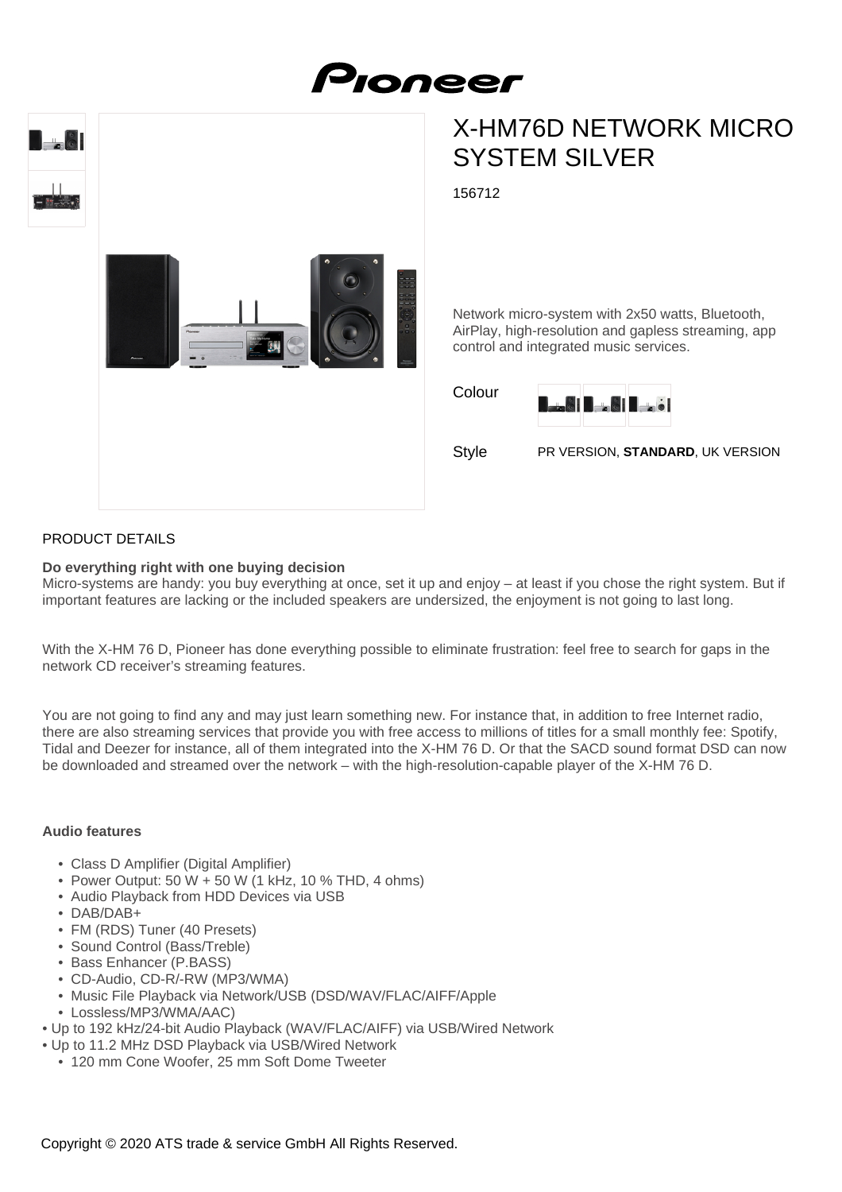# X-HM76D NETWORK MICRO SYSTEM SILVER

156712

Network micro-system with 2x50 watts, Bluetooth, AirPlay, high-resolution and gapless streaming, app control and integrated music services.

Colour

Style PR VERSION, **STANDARD**, UK VERSION

## PRODUCT DETAILS

**Do everything right with one buying decision**
Micro-systems are handy: you buy everything at once, set it up and enjoy – at least if you chose the right system. But if important features are lacking or the included speakers are undersized, the enjoyment is not going to last long.

With the X-HM 76 D, Pioneer has done everything possible to eliminate frustration: feel free to search for gaps in the network CD receiver's streaming features.

You are not going to find any and may just learn something new. For instance that, in addition to free Internet radio, there are also streaming services that provide you with free access to millions of titles for a small monthly fee: Spotify, Tidal and Deezer for instance, all of them integrated into the X-HM 76 D. Or that the SACD sound format DSD can now be downloaded and streamed over the network – with the high-resolution-capable player of the X-HM 76 D.

**Audio features**

- Class D Amplifier (Digital Amplifier)
- Power Output: 50 W + 50 W (1 kHz, 10 % THD, 4 ohms)
- Audio Playback from HDD Devices via USB
- DAB/DAB+
- FM (RDS) Tuner (40 Presets)
- Sound Control (Bass/Treble)
- Bass Enhancer (P.BASS)
- CD-Audio, CD-R/-RW (MP3/WMA)
- Music File Playback via Network/USB (DSD/WAV/FLAC/AIFF/Apple
- Lossless/MP3/WMA/AAC)

• Up to 192 kHz/24-bit Audio Playback (WAV/FLAC/AIFF) via USB/Wired Network
• Up to 11.2 MHz DSD Playback via USB/Wired Network

- 120 mm Cone Woofer, 25 mm Soft Dome Tweeter

Copyright © 2020 ATS trade & service GmbH All Rights Reserved.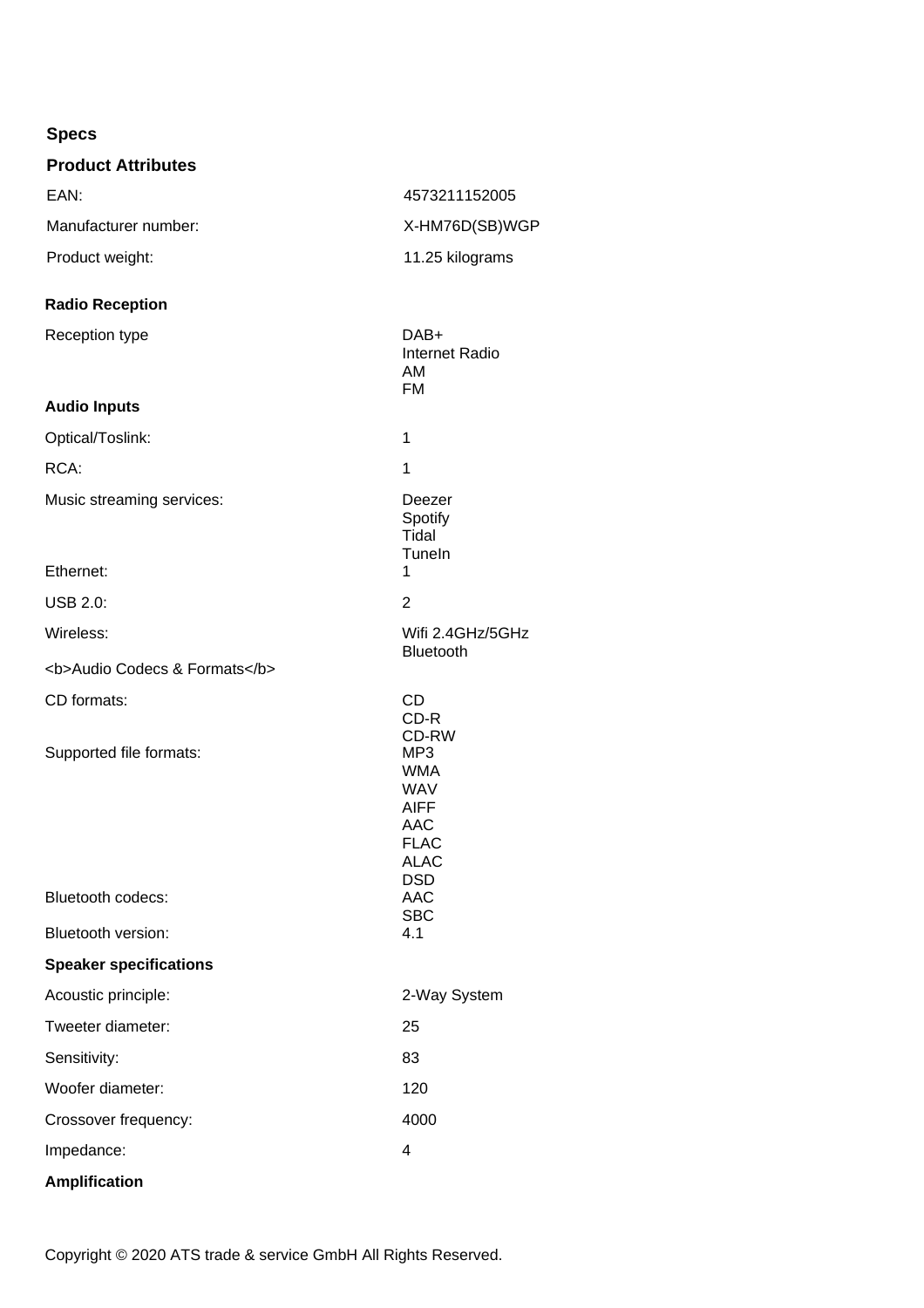## Specs

### Product Attributes

| | |
|---|---|
| EAN: | 4573211152005 |
| Manufacturer number: | X-HM76D(SB)WGP |
| Product weight: | 11.25 kilograms |

### Radio Reception

| | |
|---|---|
| Reception type | DAB+<br>Internet Radio<br>AM<br>FM |

### Audio Inputs

| | |
|---|---|
| Optical/Toslink: | 1 |
| RCA: | 1 |
| Music streaming services: | Deezer<br>Spotify<br>Tidal<br>TuneIn |
| Ethernet: | 1 |
| USB 2.0: | 2 |
| Wireless: | Wifi 2.4GHz/5GHz<br>Bluetooth |

### <b>Audio Codecs & Formats</b>

| | |
|---|---|
| CD formats: | CD<br>CD-R<br>CD-RW |
| Supported file formats: | MP3<br>WMA<br>WAV<br>AIFF<br>AAC<br>FLAC<br>ALAC<br>DSD |
| Bluetooth codecs: | AAC<br>SBC |
| Bluetooth version: | 4.1 |

### Speaker specifications

| | |
|---|---|
| Acoustic principle: | 2-Way System |
| Tweeter diameter: | 25 |
| Sensitivity: | 83 |
| Woofer diameter: | 120 |
| Crossover frequency: | 4000 |
| Impedance: | 4 |

### Amplification

Copyright © 2020 ATS trade & service GmbH All Rights Reserved.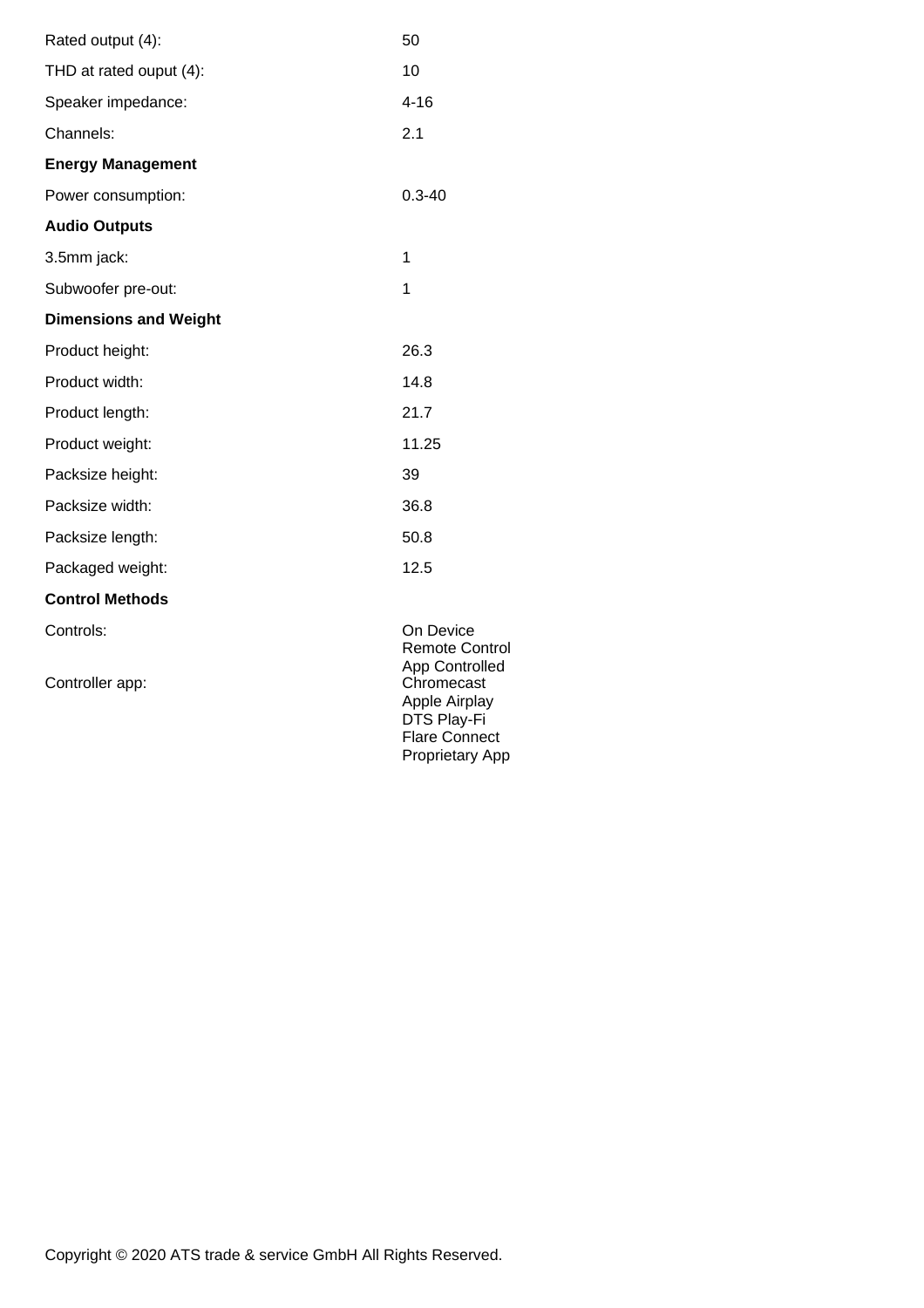| | |
|---|---|
| Rated output (4): | 50 |
| THD at rated ouput (4): | 10 |
| Speaker impedance: | 4-16 |
| Channels: | 2.1 |
| **Energy Management** | |
| Power consumption: | 0.3-40 |
| **Audio Outputs** | |
| 3.5mm jack: | 1 |
| Subwoofer pre-out: | 1 |
| **Dimensions and Weight** | |
| Product height: | 26.3 |
| Product width: | 14.8 |
| Product length: | 21.7 |
| Product weight: | 11.25 |
| Packsize height: | 39 |
| Packsize width: | 36.8 |
| Packsize length: | 50.8 |
| Packaged weight: | 12.5 |
| **Control Methods** | |
| Controls: | On Device<br>Remote Control<br>App Controlled |
| Controller app: | Chromecast<br>Apple Airplay<br>DTS Play-Fi<br>Flare Connect<br>Proprietary App |

Copyright © 2020 ATS trade & service GmbH All Rights Reserved.